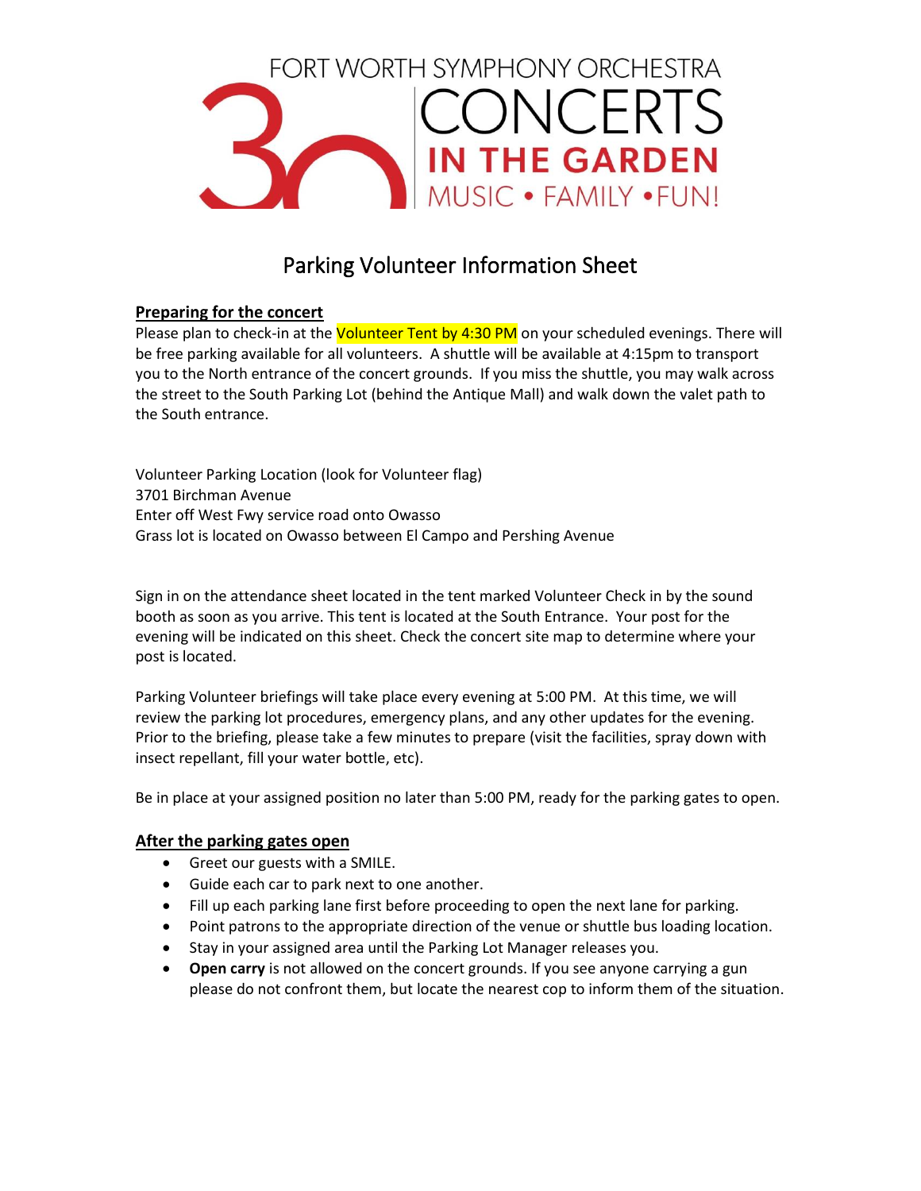FORT WORTH SYMPHONY ORCHESTRA

30 CONCERTS IN THE GARDEN

MUSIC • FAMILY • FUN!

# Parking Volunteer Information Sheet

## Preparing for the concert

Please plan to check-in at the Volunteer Tent by 4:30 PM on your scheduled evenings. There will be free parking available for all volunteers. A shuttle will be available at 4:15pm to transport you to the North entrance of the concert grounds. If you miss the shuttle, you may walk across the street to the South Parking Lot (behind the Antique Mall) and walk down the valet path to the South entrance.

Volunteer Parking Location (look for Volunteer flag)
3701 Birchman Avenue
Enter off West Fwy service road onto Owasso
Grass lot is located on Owasso between El Campo and Pershing Avenue

Sign in on the attendance sheet located in the tent marked Volunteer Check in by the sound booth as soon as you arrive. This tent is located at the South Entrance. Your post for the evening will be indicated on this sheet. Check the concert site map to determine where your post is located.

Parking Volunteer briefings will take place every evening at 5:00 PM. At this time, we will review the parking lot procedures, emergency plans, and any other updates for the evening. Prior to the briefing, please take a few minutes to prepare (visit the facilities, spray down with insect repellant, fill your water bottle, etc).

Be in place at your assigned position no later than 5:00 PM, ready for the parking gates to open.

## After the parking gates open

- Greet our guests with a SMILE.
- Guide each car to park next to one another.
- Fill up each parking lane first before proceeding to open the next lane for parking.
- Point patrons to the appropriate direction of the venue or shuttle bus loading location.
- Stay in your assigned area until the Parking Lot Manager releases you.
- **Open carry** is not allowed on the concert grounds. If you see anyone carrying a gun please do not confront them, but locate the nearest cop to inform them of the situation.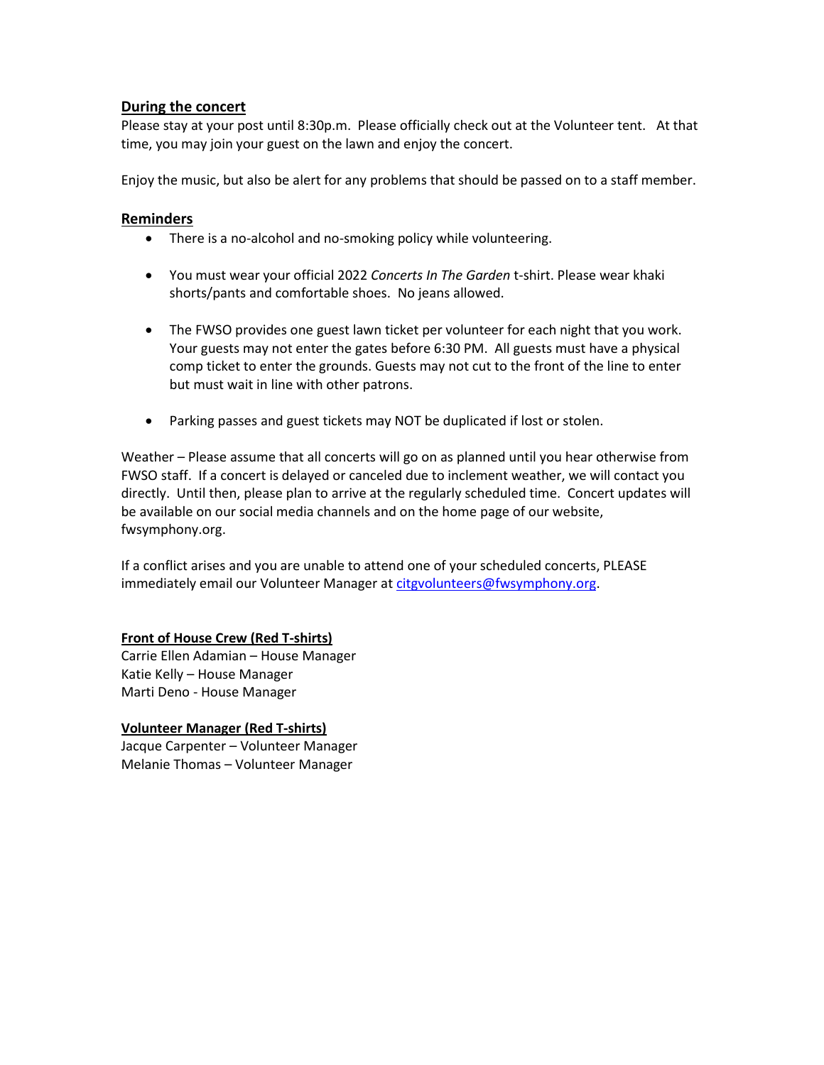## During the concert

Please stay at your post until 8:30p.m. Please officially check out at the Volunteer tent. At that time, you may join your guest on the lawn and enjoy the concert.

Enjoy the music, but also be alert for any problems that should be passed on to a staff member.

## Reminders

- There is a no-alcohol and no-smoking policy while volunteering.
- You must wear your official 2022 *Concerts In The Garden* t-shirt. Please wear khaki shorts/pants and comfortable shoes. No jeans allowed.
- The FWSO provides one guest lawn ticket per volunteer for each night that you work. Your guests may not enter the gates before 6:30 PM. All guests must have a physical comp ticket to enter the grounds. Guests may not cut to the front of the line to enter but must wait in line with other patrons.
- Parking passes and guest tickets may NOT be duplicated if lost or stolen.

Weather – Please assume that all concerts will go on as planned until you hear otherwise from FWSO staff. If a concert is delayed or canceled due to inclement weather, we will contact you directly. Until then, please plan to arrive at the regularly scheduled time. Concert updates will be available on our social media channels and on the home page of our website, fwsymphony.org.

If a conflict arises and you are unable to attend one of your scheduled concerts, PLEASE immediately email our Volunteer Manager at citgvolunteers@fwsymphony.org.

**Front of House Crew (Red T-shirts)**

Carrie Ellen Adamian – House Manager
Katie Kelly – House Manager
Marti Deno - House Manager

**Volunteer Manager (Red T-shirts)**

Jacque Carpenter – Volunteer Manager
Melanie Thomas – Volunteer Manager